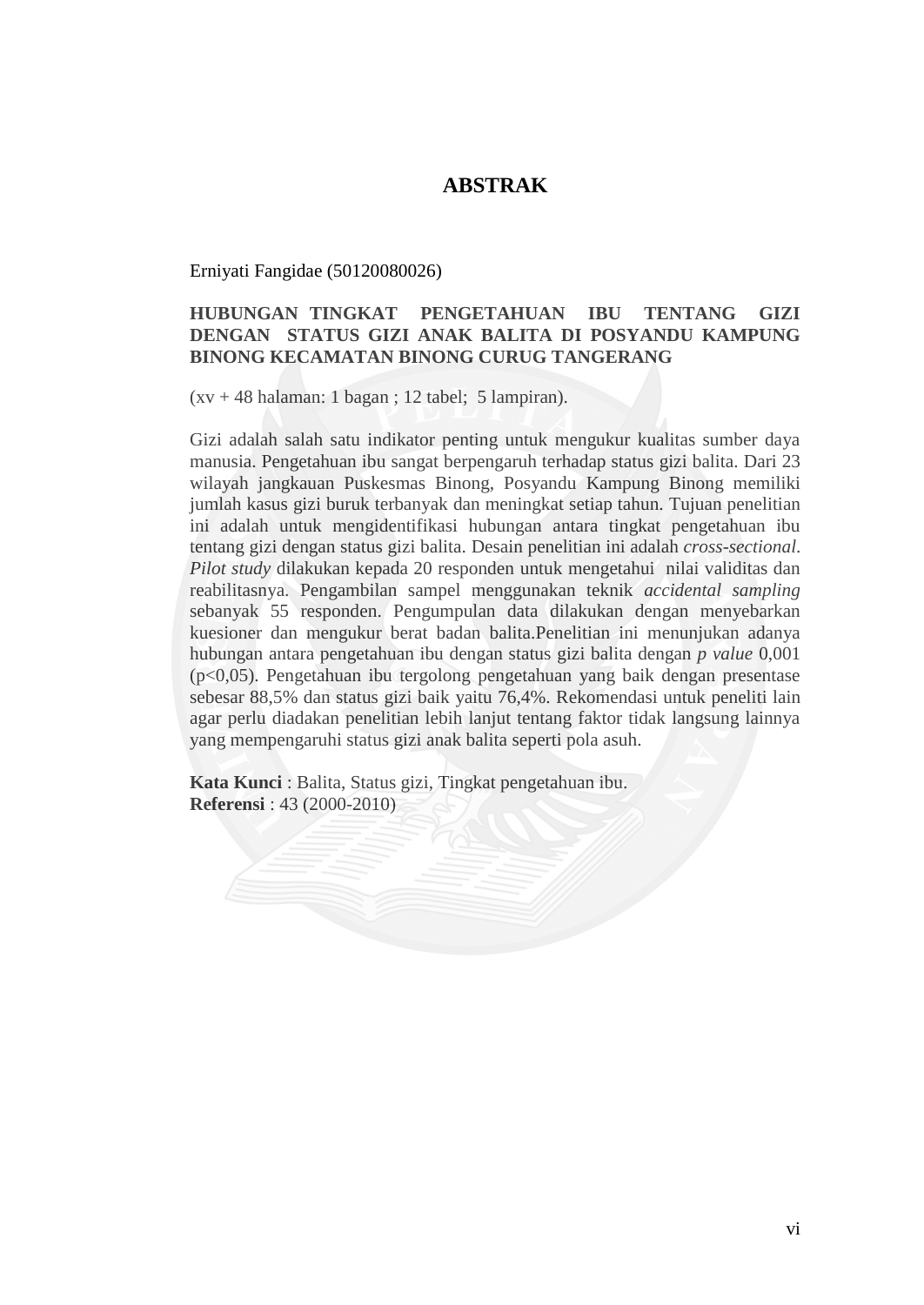# ABSTRAK

Erniyati Fangidae (50120080026)

**HUBUNGAN TINGKAT PENGETAHUAN IBU TENTANG GIZI DENGAN STATUS GIZI ANAK BALITA DI POSYANDU KAMPUNG BINONG KECAMATAN BINONG CURUG TANGERANG**

(xv + 48 halaman: 1 bagan ; 12 tabel; 5 lampiran).

Gizi adalah salah satu indikator penting untuk mengukur kualitas sumber daya manusia. Pengetahuan ibu sangat berpengaruh terhadap status gizi balita. Dari 23 wilayah jangkauan Puskesmas Binong, Posyandu Kampung Binong memiliki jumlah kasus gizi buruk terbanyak dan meningkat setiap tahun. Tujuan penelitian ini adalah untuk mengidentifikasi hubungan antara tingkat pengetahuan ibu tentang gizi dengan status gizi balita. Desain penelitian ini adalah *cross-sectional*. *Pilot study* dilakukan kepada 20 responden untuk mengetahui nilai validitas dan reabilitasnya. Pengambilan sampel menggunakan teknik *accidental sampling* sebanyak 55 responden. Pengumpulan data dilakukan dengan menyebarkan kuesioner dan mengukur berat badan balita.Penelitian ini menunjukan adanya hubungan antara pengetahuan ibu dengan status gizi balita dengan *p value* 0,001 (p<0,05). Pengetahuan ibu tergolong pengetahuan yang baik dengan presentase sebesar 88,5% dan status gizi baik yaitu 76,4%. Rekomendasi untuk peneliti lain agar perlu diadakan penelitian lebih lanjut tentang faktor tidak langsung lainnya yang mempengaruhi status gizi anak balita seperti pola asuh.

**Kata Kunci** : Balita, Status gizi, Tingkat pengetahuan ibu.
**Referensi** : 43 (2000-2010)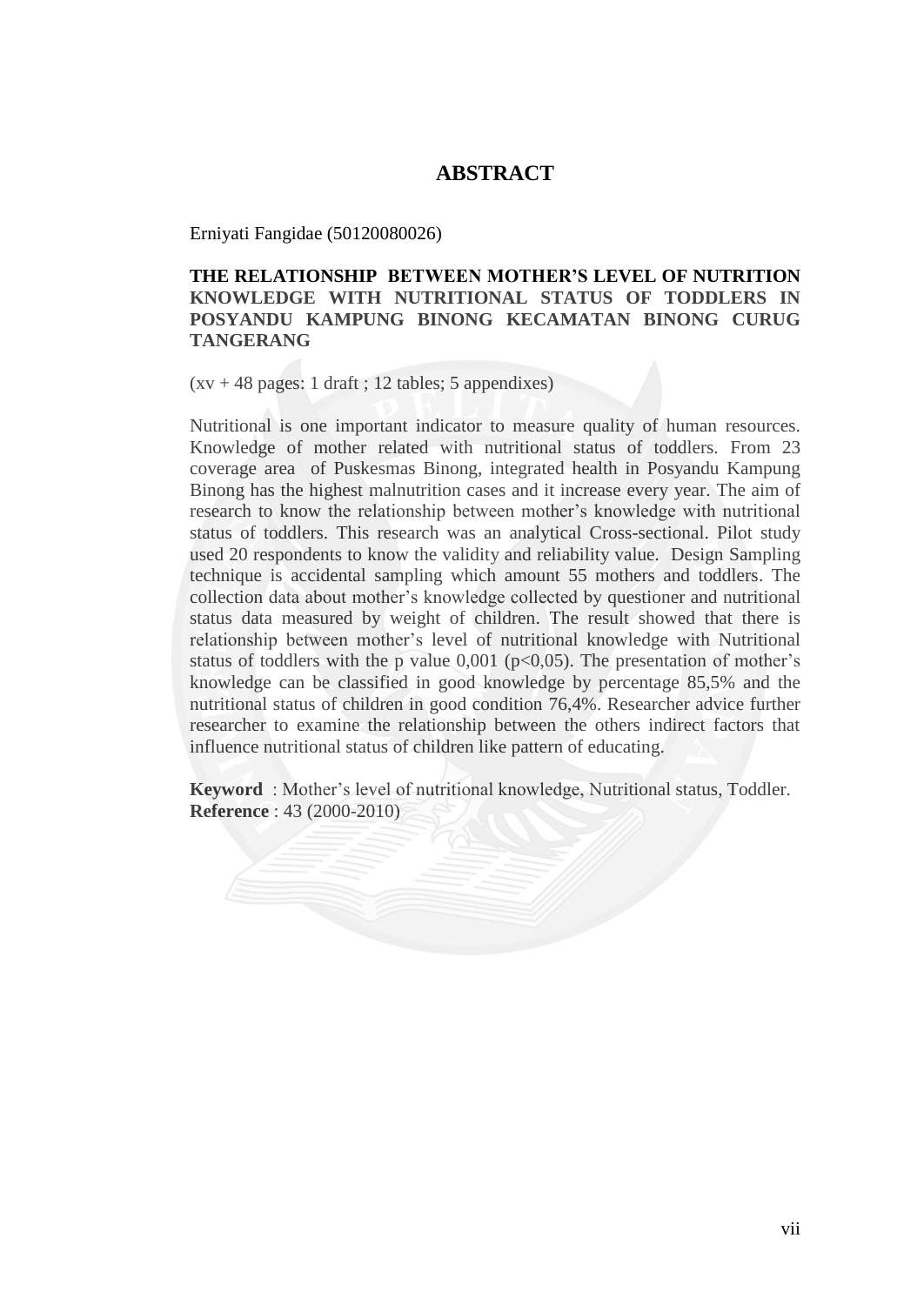# ABSTRACT

Erniyati Fangidae (50120080026)

**THE RELATIONSHIP BETWEEN MOTHER'S LEVEL OF NUTRITION KNOWLEDGE WITH NUTRITIONAL STATUS OF TODDLERS IN POSYANDU KAMPUNG BINONG KECAMATAN BINONG CURUG TANGERANG**

(xv + 48 pages: 1 draft ; 12 tables; 5 appendixes)

Nutritional is one important indicator to measure quality of human resources. Knowledge of mother related with nutritional status of toddlers. From 23 coverage area of Puskesmas Binong, integrated health in Posyandu Kampung Binong has the highest malnutrition cases and it increase every year. The aim of research to know the relationship between mother's knowledge with nutritional status of toddlers. This research was an analytical Cross-sectional. Pilot study used 20 respondents to know the validity and reliability value. Design Sampling technique is accidental sampling which amount 55 mothers and toddlers. The collection data about mother's knowledge collected by questioner and nutritional status data measured by weight of children. The result showed that there is relationship between mother's level of nutritional knowledge with Nutritional status of toddlers with the p value 0,001 ($p<0,05$). The presentation of mother's knowledge can be classified in good knowledge by percentage 85,5% and the nutritional status of children in good condition 76,4%. Researcher advice further researcher to examine the relationship between the others indirect factors that influence nutritional status of children like pattern of educating.

**Keyword** : Mother's level of nutritional knowledge, Nutritional status, Toddler.
**Reference** : 43 (2000-2010)